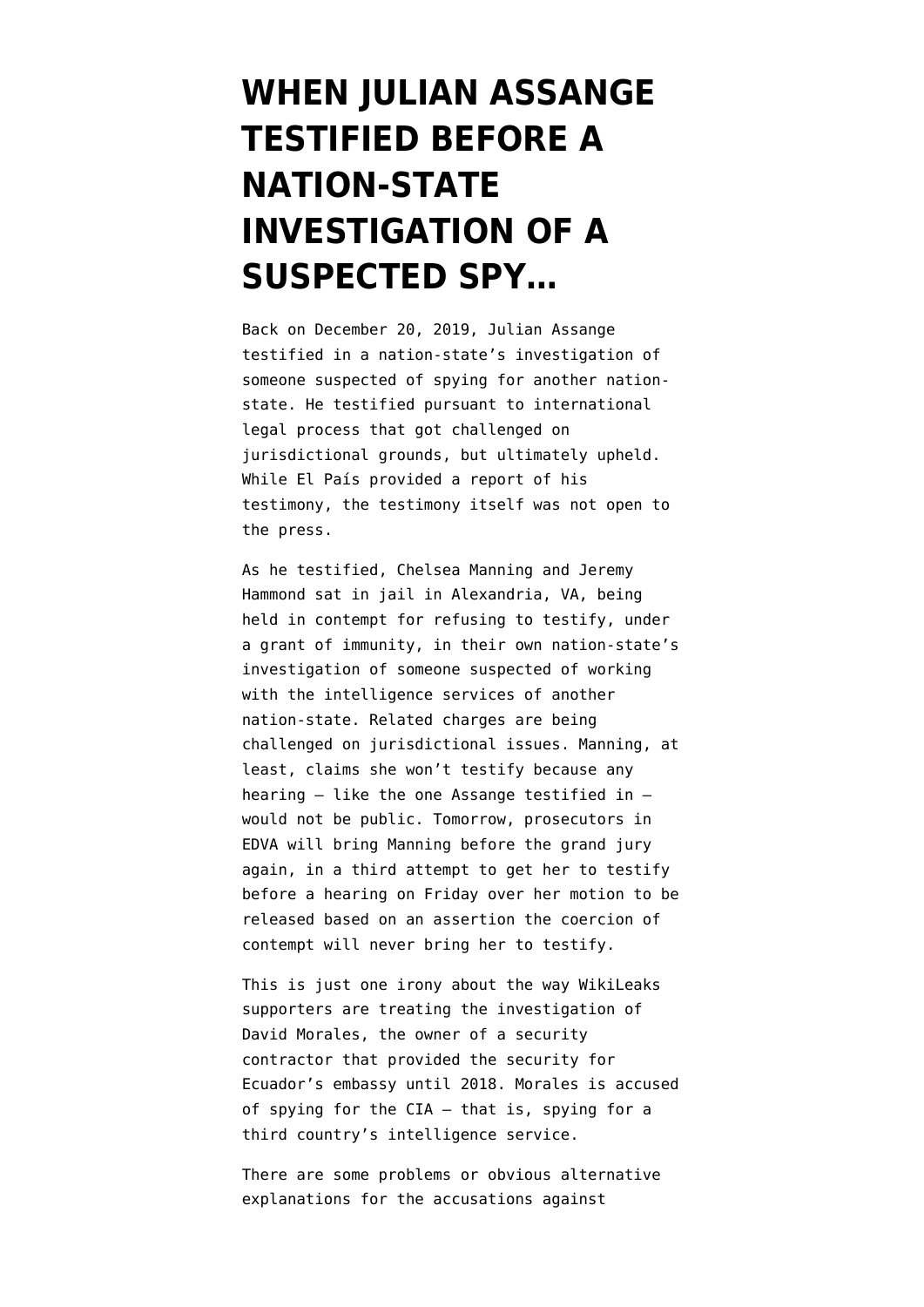# WHEN JULIAN ASSANGE TESTIFIED BEFORE A NATION-STATE INVESTIGATION OF A SUSPECTED SPY…

Back on December 20, 2019, Julian Assange testified in a nation-state's investigation of someone suspected of spying for another nation-state. He testified pursuant to international legal process that got challenged on jurisdictional grounds, but ultimately upheld. While El País provided a report of his testimony, the testimony itself was not open to the press.

As he testified, Chelsea Manning and Jeremy Hammond sat in jail in Alexandria, VA, being held in contempt for refusing to testify, under a grant of immunity, in their own nation-state's investigation of someone suspected of working with the intelligence services of another nation-state. Related charges are being challenged on jurisdictional issues. Manning, at least, claims she won't testify because any hearing — like the one Assange testified in — would not be public. Tomorrow, prosecutors in EDVA will bring Manning before the grand jury again, in a third attempt to get her to testify before a hearing on Friday over her motion to be released based on an assertion the coercion of contempt will never bring her to testify.

This is just one irony about the way WikiLeaks supporters are treating the investigation of David Morales, the owner of a security contractor that provided the security for Ecuador's embassy until 2018. Morales is accused of spying for the CIA — that is, spying for a third country's intelligence service.

There are some problems or obvious alternative explanations for the accusations against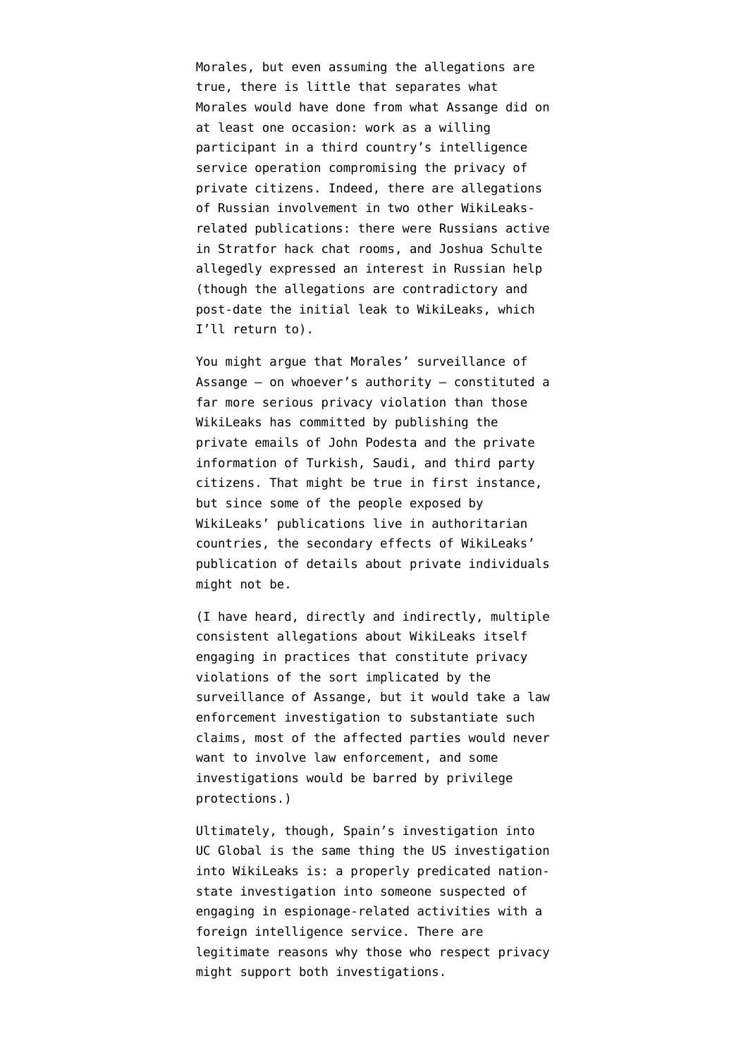Morales, but even assuming the allegations are true, there is little that separates what Morales would have done from what Assange did on at least one occasion: work as a willing participant in a third country's intelligence service operation compromising the privacy of private citizens. Indeed, there are allegations of Russian involvement in two other WikiLeaks-related publications: there were Russians active in Stratfor hack chat rooms, and Joshua Schulte allegedly expressed an interest in Russian help (though the allegations are contradictory and post-date the initial leak to WikiLeaks, which I'll return to).

You might argue that Morales' surveillance of Assange — on whoever's authority — constituted a far more serious privacy violation than those WikiLeaks has committed by publishing the private emails of John Podesta and the private information of Turkish, Saudi, and third party citizens. That might be true in first instance, but since some of the people exposed by WikiLeaks' publications live in authoritarian countries, the secondary effects of WikiLeaks' publication of details about private individuals might not be.

(I have heard, directly and indirectly, multiple consistent allegations about WikiLeaks itself engaging in practices that constitute privacy violations of the sort implicated by the surveillance of Assange, but it would take a law enforcement investigation to substantiate such claims, most of the affected parties would never want to involve law enforcement, and some investigations would be barred by privilege protections.)

Ultimately, though, Spain's investigation into UC Global is the same thing the US investigation into WikiLeaks is: a properly predicated nation-state investigation into someone suspected of engaging in espionage-related activities with a foreign intelligence service. There are legitimate reasons why those who respect privacy might support both investigations.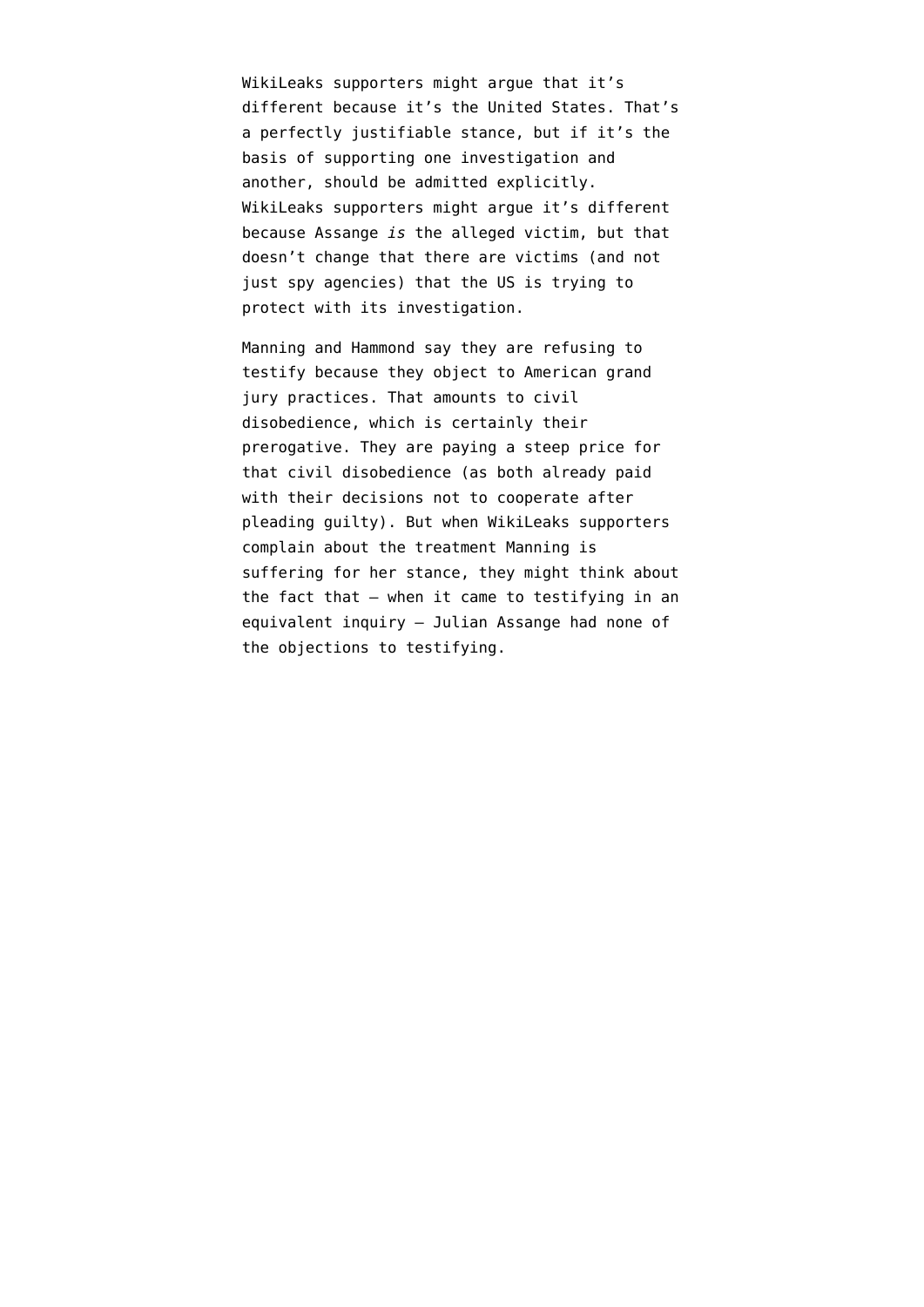WikiLeaks supporters might argue that it's different because it's the United States. That's a perfectly justifiable stance, but if it's the basis of supporting one investigation and another, should be admitted explicitly. WikiLeaks supporters might argue it's different because Assange *is* the alleged victim, but that doesn't change that there are victims (and not just spy agencies) that the US is trying to protect with its investigation.

Manning and Hammond say they are refusing to testify because they object to American grand jury practices. That amounts to civil disobedience, which is certainly their prerogative. They are paying a steep price for that civil disobedience (as both already paid with their decisions not to cooperate after pleading guilty). But when WikiLeaks supporters complain about the treatment Manning is suffering for her stance, they might think about the fact that — when it came to testifying in an equivalent inquiry — Julian Assange had none of the objections to testifying.